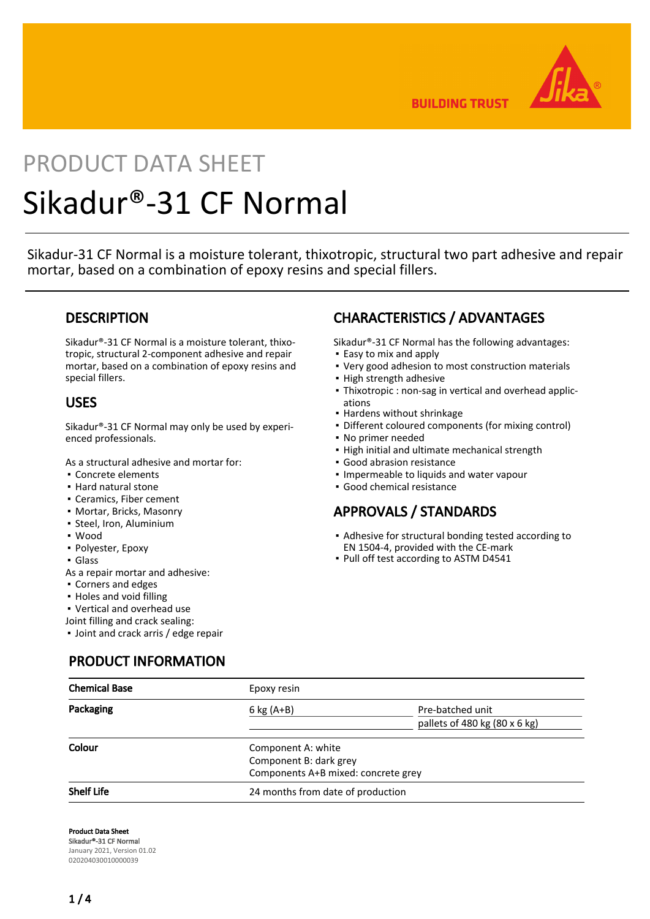# PRODUCT DATA SHEET

# Sikadur®-31 CF Normal

Sikadur-31 CF Normal is a moisture tolerant, thixotropic, structural two part adhesive and repair mortar, based on a combination of epoxy resins and special fillers.

## DESCRIPTION

Sikadur®-31 CF Normal is a moisture tolerant, thixotropic, structural 2-component adhesive and repair mortar, based on a combination of epoxy resins and special fillers.

## USES

Sikadur®-31 CF Normal may only be used by experienced professionals.

As a structural adhesive and mortar for:
- Concrete elements
- Hard natural stone
- Ceramics, Fiber cement
- Mortar, Bricks, Masonry
- Steel, Iron, Aluminium
- Wood
- Polyester, Epoxy
- Glass

As a repair mortar and adhesive:
- Corners and edges
- Holes and void filling
- Vertical and overhead use

Joint filling and crack sealing:
- Joint and crack arris / edge repair

## CHARACTERISTICS / ADVANTAGES

Sikadur®-31 CF Normal has the following advantages:
- Easy to mix and apply
- Very good adhesion to most construction materials
- High strength adhesive
- Thixotropic : non-sag in vertical and overhead applications
- Hardens without shrinkage
- Different coloured components (for mixing control)
- No primer needed
- High initial and ultimate mechanical strength
- Good abrasion resistance
- Impermeable to liquids and water vapour
- Good chemical resistance

## APPROVALS / STANDARDS

- Adhesive for structural bonding tested according to EN 1504-4, provided with the CE-mark
- Pull off test according to ASTM D4541

## PRODUCT INFORMATION

| | | |
|---|---|---|
| **Chemical Base** | Epoxy resin | |
| **Packaging** | 6 kg (A+B) | Pre-batched unit |
| | | pallets of 480 kg (80 x 6 kg) |
| **Colour** | Component A: white<br>Component B: dark grey<br>Components A+B mixed: concrete grey | |
| **Shelf Life** | 24 months from date of production | |

**Product Data Sheet**
Sikadur®-31 CF Normal
January 2021, Version 01.02
020204030010000039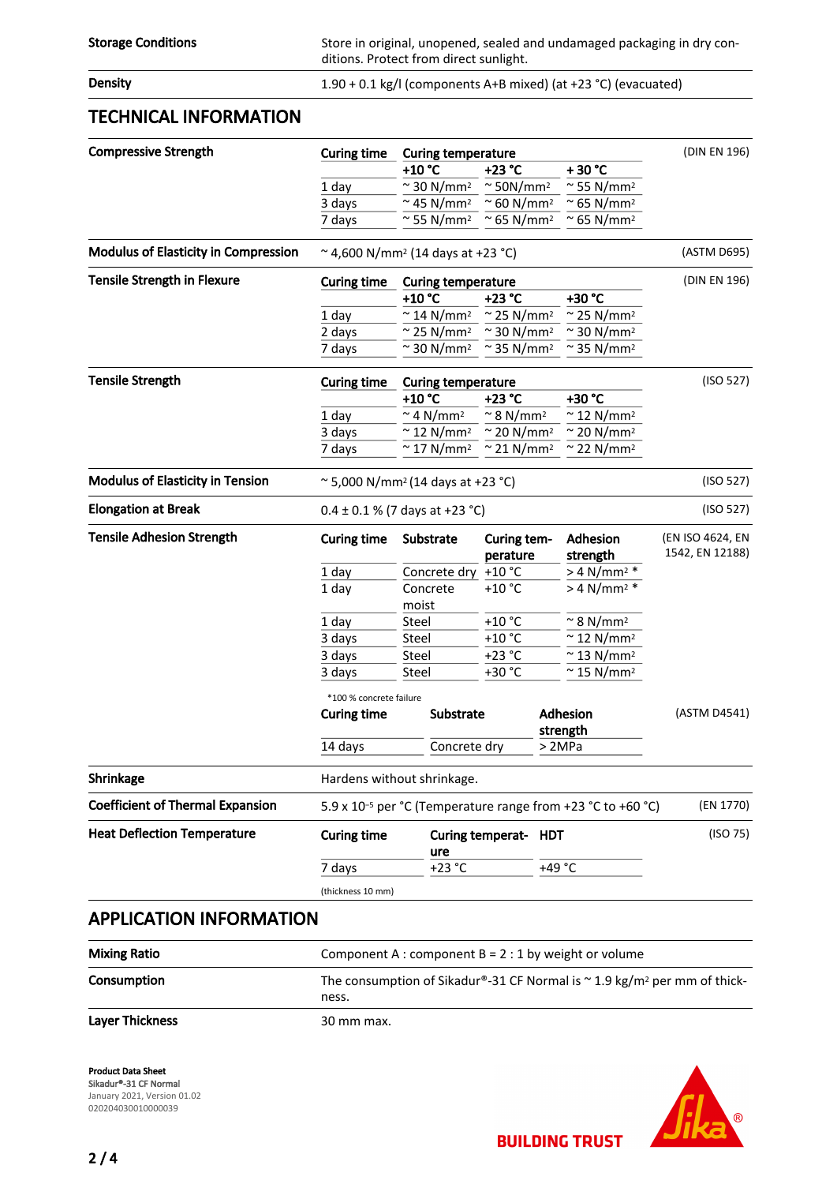| | |
|---|---|
| **Storage Conditions** | Store in original, unopened, sealed and undamaged packaging in dry conditions. Protect from direct sunlight. |
| **Density** | 1.90 + 0.1 kg/l (components A+B mixed) (at +23 °C) (evacuated) |

## TECHNICAL INFORMATION

**Compressive Strength** (DIN EN 196)

| Curing time | Curing temperature | | |
|---|---|---|---|
| | +10 °C | +23 °C | + 30 °C |
| 1 day | ~ 30 N/mm² | ~ 50N/mm² | ~ 55 N/mm² |
| 3 days | ~ 45 N/mm² | ~ 60 N/mm² | ~ 65 N/mm² |
| 7 days | ~ 55 N/mm² | ~ 65 N/mm² | ~ 65 N/mm² |

**Modulus of Elasticity in Compression**
~ 4,600 N/mm² (14 days at +23 °C) (ASTM D695)

**Tensile Strength in Flexure** (DIN EN 196)

| Curing time | Curing temperature | | |
|---|---|---|---|
| | +10 °C | +23 °C | +30 °C |
| 1 day | ~ 14 N/mm² | ~ 25 N/mm² | ~ 25 N/mm² |
| 2 days | ~ 25 N/mm² | ~ 30 N/mm² | ~ 30 N/mm² |
| 7 days | ~ 30 N/mm² | ~ 35 N/mm² | ~ 35 N/mm² |

**Tensile Strength** (ISO 527)

| Curing time | Curing temperature | | |
|---|---|---|---|
| | +10 °C | +23 °C | +30 °C |
| 1 day | ~ 4 N/mm² | ~ 8 N/mm² | ~ 12 N/mm² |
| 3 days | ~ 12 N/mm² | ~ 20 N/mm² | ~ 20 N/mm² |
| 7 days | ~ 17 N/mm² | ~ 21 N/mm² | ~ 22 N/mm² |

**Modulus of Elasticity in Tension**
~ 5,000 N/mm² (14 days at +23 °C) (ISO 527)

**Elongation at Break**
0.4 ± 0.1 % (7 days at +23 °C) (ISO 527)

**Tensile Adhesion Strength** (EN ISO 4624, EN 1542, EN 12188)

| Curing time | Substrate | Curing temperature | Adhesion strength |
|---|---|---|---|
| 1 day | Concrete dry | +10 °C | > 4 N/mm² * |
| 1 day | Concrete moist | +10 °C | > 4 N/mm² * |
| 1 day | Steel | +10 °C | ~ 8 N/mm² |
| 3 days | Steel | +10 °C | ~ 12 N/mm² |
| 3 days | Steel | +23 °C | ~ 13 N/mm² |
| 3 days | Steel | +30 °C | ~ 15 N/mm² |

*100 % concrete failure

(ASTM D4541)

| Curing time | Substrate | Adhesion strength |
|---|---|---|
| 14 days | Concrete dry | > 2MPa |

**Shrinkage**
Hardens without shrinkage.

**Coefficient of Thermal Expansion**
5.9 x $10^{-5}$ per °C (Temperature range from +23 °C to +60 °C) (EN 1770)

**Heat Deflection Temperature** (ISO 75)

| Curing time | Curing temperature | HDT |
|---|---|---|
| 7 days | +23 °C | +49 °C |

(thickness 10 mm)

## APPLICATION INFORMATION

| | |
|---|---|
| **Mixing Ratio** | Component A : component B = 2 : 1 by weight or volume |
| **Consumption** | The consumption of Sikadur®-31 CF Normal is ~ 1.9 kg/m² per mm of thickness. |
| **Layer Thickness** | 30 mm max. |

**Product Data Sheet**
Sikadur®-31 CF Normal
January 2021, Version 01.02
020204030010000039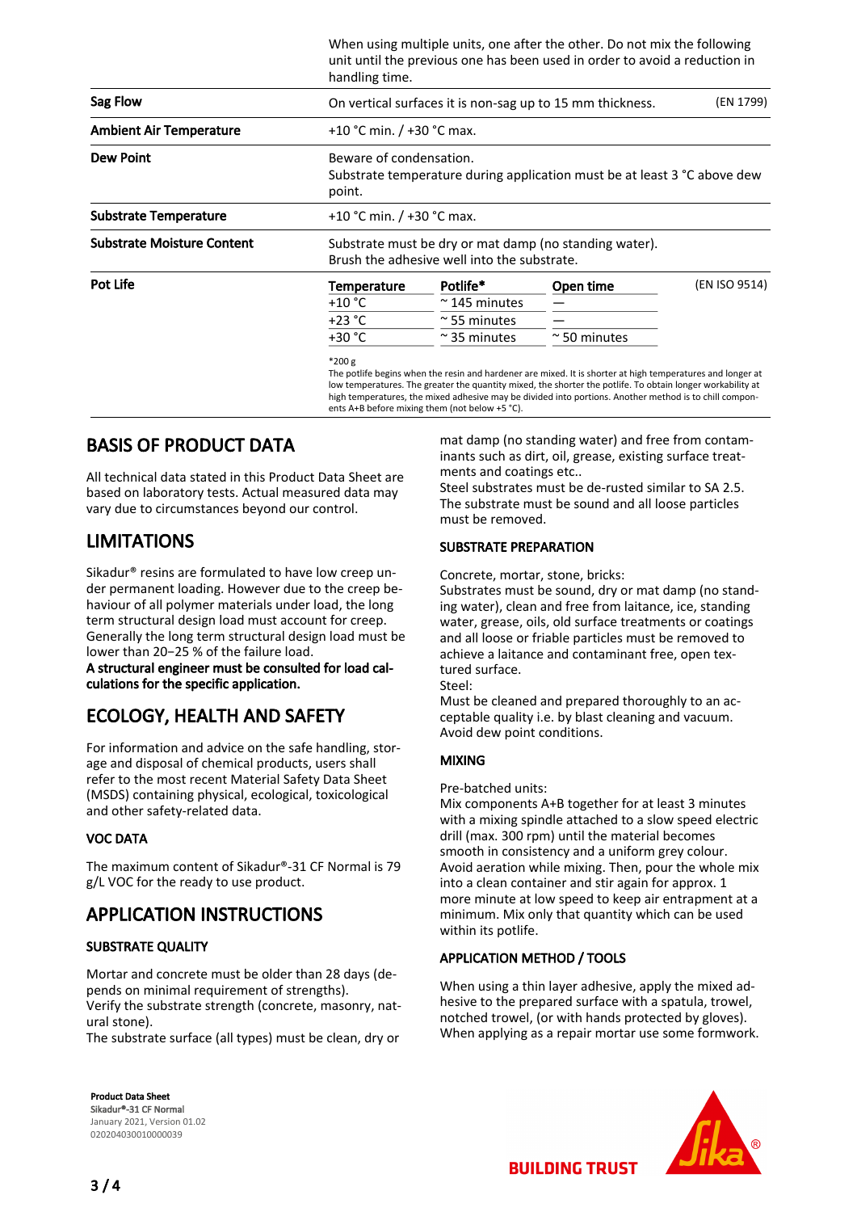| | | |
|---|---|---|
| | When using multiple units, one after the other. Do not mix the following unit until the previous one has been used in order to avoid a reduction in handling time. | |
| **Sag Flow** | On vertical surfaces it is non-sag up to 15 mm thickness. | (EN 1799) |
| **Ambient Air Temperature** | +10 °C min. / +30 °C max. | |
| **Dew Point** | Beware of condensation.<br>Substrate temperature during application must be at least 3 °C above dew point. | |
| **Substrate Temperature** | +10 °C min. / +30 °C max. | |
| **Substrate Moisture Content** | Substrate must be dry or mat damp (no standing water).<br>Brush the adhesive well into the substrate. | |

**Pot Life** (EN ISO 9514)

| Temperature | Potlife* | Open time |
|---|---|---|
| +10 °C | ~ 145 minutes | — |
| +23 °C | ~ 55 minutes | — |
| +30 °C | ~ 35 minutes | ~ 50 minutes |

*200 g
The potlife begins when the resin and hardener are mixed. It is shorter at high temperatures and longer at low temperatures. The greater the quantity mixed, the shorter the potlife. To obtain longer workability at high temperatures, the mixed adhesive may be divided into portions. Another method is to chill components A+B before mixing them (not below +5 °C).

## BASIS OF PRODUCT DATA

All technical data stated in this Product Data Sheet are based on laboratory tests. Actual measured data may vary due to circumstances beyond our control.

## LIMITATIONS

Sikadur® resins are formulated to have low creep under permanent loading. However due to the creep behaviour of all polymer materials under load, the long term structural design load must account for creep. Generally the long term structural design load must be lower than 20−25 % of the failure load.
**A structural engineer must be consulted for load calculations for the specific application.**

## ECOLOGY, HEALTH AND SAFETY

For information and advice on the safe handling, storage and disposal of chemical products, users shall refer to the most recent Material Safety Data Sheet (MSDS) containing physical, ecological, toxicological and other safety-related data.

### VOC DATA

The maximum content of Sikadur®-31 CF Normal is 79 g/L VOC for the ready to use product.

## APPLICATION INSTRUCTIONS

### SUBSTRATE QUALITY

Mortar and concrete must be older than 28 days (depends on minimal requirement of strengths).
Verify the substrate strength (concrete, masonry, natural stone).
The substrate surface (all types) must be clean, dry or mat damp (no standing water) and free from contaminants such as dirt, oil, grease, existing surface treatments and coatings etc..
Steel substrates must be de-rusted similar to SA 2.5.
The substrate must be sound and all loose particles must be removed.

### SUBSTRATE PREPARATION

Concrete, mortar, stone, bricks:
Substrates must be sound, dry or mat damp (no standing water), clean and free from laitance, ice, standing water, grease, oils, old surface treatments or coatings and all loose or friable particles must be removed to achieve a laitance and contaminant free, open textured surface.
Steel:
Must be cleaned and prepared thoroughly to an acceptable quality i.e. by blast cleaning and vacuum.
Avoid dew point conditions.

### MIXING

Pre-batched units:
Mix components A+B together for at least 3 minutes with a mixing spindle attached to a slow speed electric drill (max. 300 rpm) until the material becomes smooth in consistency and a uniform grey colour.
Avoid aeration while mixing. Then, pour the whole mix into a clean container and stir again for approx. 1 more minute at low speed to keep air entrapment at a minimum. Mix only that quantity which can be used within its potlife.

### APPLICATION METHOD / TOOLS

When using a thin layer adhesive, apply the mixed adhesive to the prepared surface with a spatula, trowel, notched trowel, (or with hands protected by gloves).
When applying as a repair mortar use some formwork.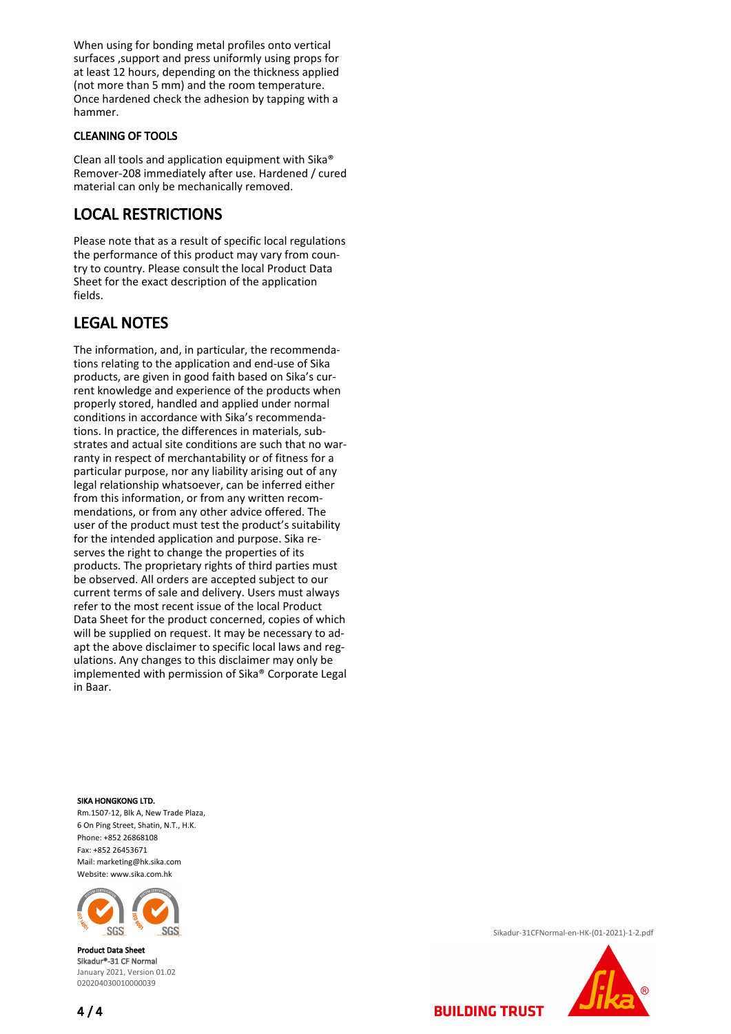When using for bonding metal profiles onto vertical surfaces ,support and press uniformly using props for at least 12 hours, depending on the thickness applied (not more than 5 mm) and the room temperature. Once hardened check the adhesion by tapping with a hammer.

### CLEANING OF TOOLS

Clean all tools and application equipment with Sika® Remover-208 immediately after use. Hardened / cured material can only be mechanically removed.

## LOCAL RESTRICTIONS

Please note that as a result of specific local regulations the performance of this product may vary from country to country. Please consult the local Product Data Sheet for the exact description of the application fields.

## LEGAL NOTES

The information, and, in particular, the recommendations relating to the application and end-use of Sika products, are given in good faith based on Sika's current knowledge and experience of the products when properly stored, handled and applied under normal conditions in accordance with Sika's recommendations. In practice, the differences in materials, substrates and actual site conditions are such that no warranty in respect of merchantability or of fitness for a particular purpose, nor any liability arising out of any legal relationship whatsoever, can be inferred either from this information, or from any written recommendations, or from any other advice offered. The user of the product must test the product's suitability for the intended application and purpose. Sika reserves the right to change the properties of its products. The proprietary rights of third parties must be observed. All orders are accepted subject to our current terms of sale and delivery. Users must always refer to the most recent issue of the local Product Data Sheet for the product concerned, copies of which will be supplied on request. It may be necessary to adapt the above disclaimer to specific local laws and regulations. Any changes to this disclaimer may only be implemented with permission of Sika® Corporate Legal in Baar.

**SIKA HONGKONG LTD.**
Rm.1507-12, Blk A, New Trade Plaza,
6 On Ping Street, Shatin, N.T., H.K.
Phone: +852 26868108
Fax: +852 26453671
Mail: marketing@hk.sika.com
Website: www.sika.com.hk

**Product Data Sheet**
**Sikadur®-31 CF Normal**
January 2021, Version 01.02
020204030010000039

Sikadur-31CFNormal-en-HK-(01-2021)-1-2.pdf

BUILDING TRUST